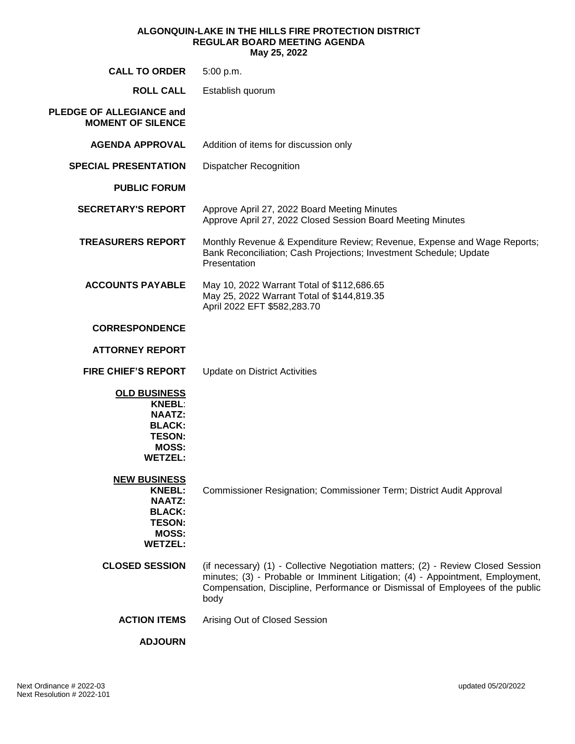# ALGONQUIN-LAKE IN THE HILLS FIRE PROTECTION DISTRICT
## REGULAR BOARD MEETING AGENDA
### May 25, 2022

**CALL TO ORDER** 5:00 p.m.

**ROLL CALL** Establish quorum

**PLEDGE OF ALLEGIANCE and MOMENT OF SILENCE**

**AGENDA APPROVAL** Addition of items for discussion only

**SPECIAL PRESENTATION** Dispatcher Recognition

**PUBLIC FORUM**

**SECRETARY'S REPORT** Approve April 27, 2022 Board Meeting Minutes
Approve April 27, 2022 Closed Session Board Meeting Minutes

**TREASURERS REPORT** Monthly Revenue & Expenditure Review; Revenue, Expense and Wage Reports; Bank Reconciliation; Cash Projections; Investment Schedule; Update Presentation

**ACCOUNTS PAYABLE** May 10, 2022 Warrant Total of $112,686.65
May 25, 2022 Warrant Total of $144,819.35
April 2022 EFT $582,283.70

**CORRESPONDENCE**

**ATTORNEY REPORT**

**FIRE CHIEF'S REPORT** Update on District Activities

**OLD BUSINESS**

**KNEBL**:
**NAATZ:**
**BLACK:**
**TESON:**
**MOSS:**
**WETZEL:**

**NEW BUSINESS**

**KNEBL:** Commissioner Resignation; Commissioner Term; District Audit Approval
**NAATZ:**
**BLACK:**
**TESON:**
**MOSS:**
**WETZEL:**

**CLOSED SESSION** (if necessary) (1) - Collective Negotiation matters; (2) - Review Closed Session minutes; (3) - Probable or Imminent Litigation; (4) - Appointment, Employment, Compensation, Discipline, Performance or Dismissal of Employees of the public body

**ACTION ITEMS** Arising Out of Closed Session

**ADJOURN**

Next Ordinance # 2022-03
Next Resolution # 2022-101

updated 05/20/2022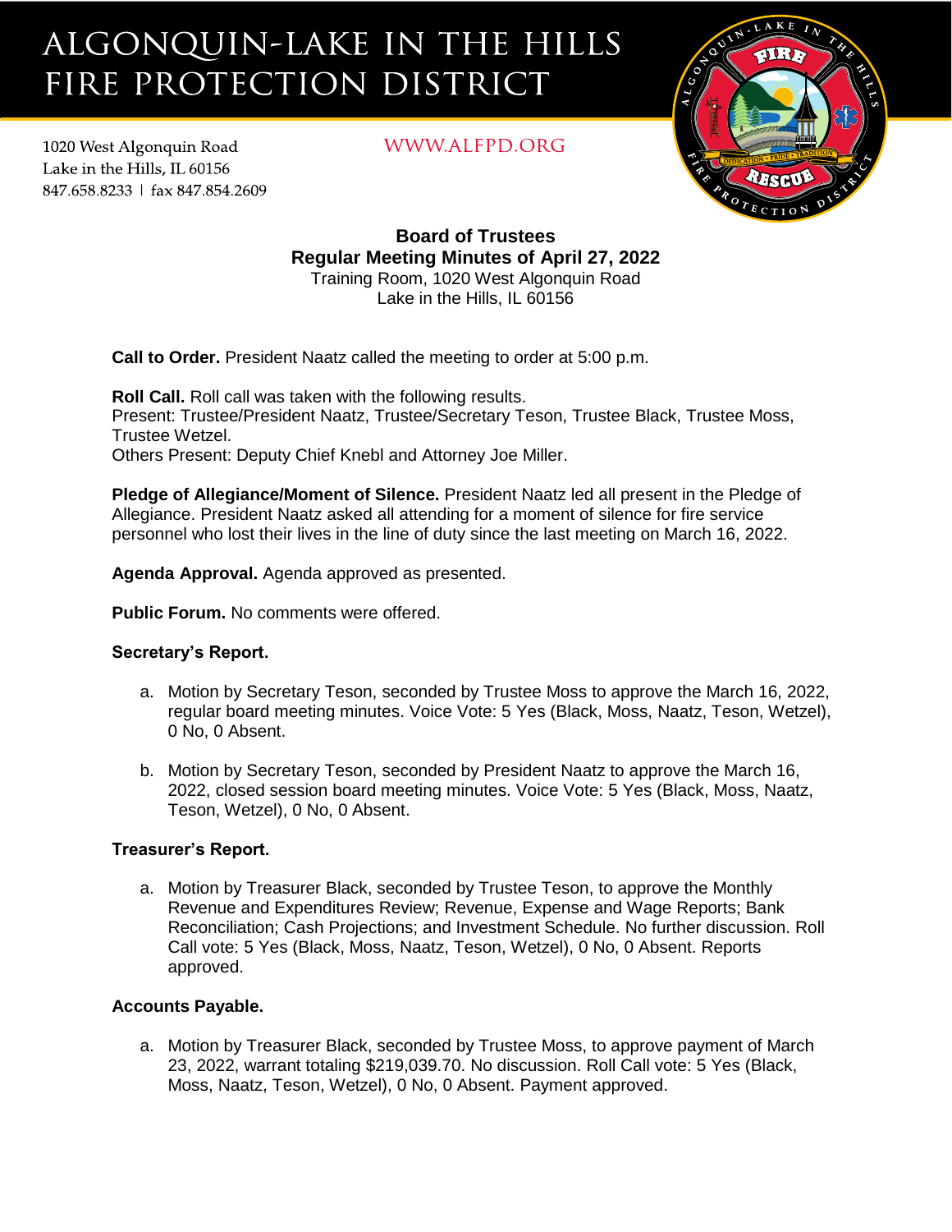# ALGONQUIN-LAKE IN THE HILLS FIRE PROTECTION DISTRICT

1020 West Algonquin Road
Lake in the Hills, IL 60156
847.658.8233 | fax 847.854.2609

WWW.ALFPD.ORG

## Board of Trustees
## Regular Meeting Minutes of April 27, 2022

Training Room, 1020 West Algonquin Road
Lake in the Hills, IL 60156

**Call to Order.** President Naatz called the meeting to order at 5:00 p.m.

**Roll Call.** Roll call was taken with the following results.
Present: Trustee/President Naatz, Trustee/Secretary Teson, Trustee Black, Trustee Moss, Trustee Wetzel.
Others Present: Deputy Chief Knebl and Attorney Joe Miller.

**Pledge of Allegiance/Moment of Silence.** President Naatz led all present in the Pledge of Allegiance. President Naatz asked all attending for a moment of silence for fire service personnel who lost their lives in the line of duty since the last meeting on March 16, 2022.

**Agenda Approval.** Agenda approved as presented.

**Public Forum.** No comments were offered.

**Secretary's Report.**

a. Motion by Secretary Teson, seconded by Trustee Moss to approve the March 16, 2022, regular board meeting minutes. Voice Vote: 5 Yes (Black, Moss, Naatz, Teson, Wetzel), 0 No, 0 Absent.

b. Motion by Secretary Teson, seconded by President Naatz to approve the March 16, 2022, closed session board meeting minutes. Voice Vote: 5 Yes (Black, Moss, Naatz, Teson, Wetzel), 0 No, 0 Absent.

**Treasurer's Report.**

a. Motion by Treasurer Black, seconded by Trustee Teson, to approve the Monthly Revenue and Expenditures Review; Revenue, Expense and Wage Reports; Bank Reconciliation; Cash Projections; and Investment Schedule. No further discussion. Roll Call vote: 5 Yes (Black, Moss, Naatz, Teson, Wetzel), 0 No, 0 Absent. Reports approved.

**Accounts Payable.**

a. Motion by Treasurer Black, seconded by Trustee Moss, to approve payment of March 23, 2022, warrant totaling $219,039.70. No discussion. Roll Call vote: 5 Yes (Black, Moss, Naatz, Teson, Wetzel), 0 No, 0 Absent. Payment approved.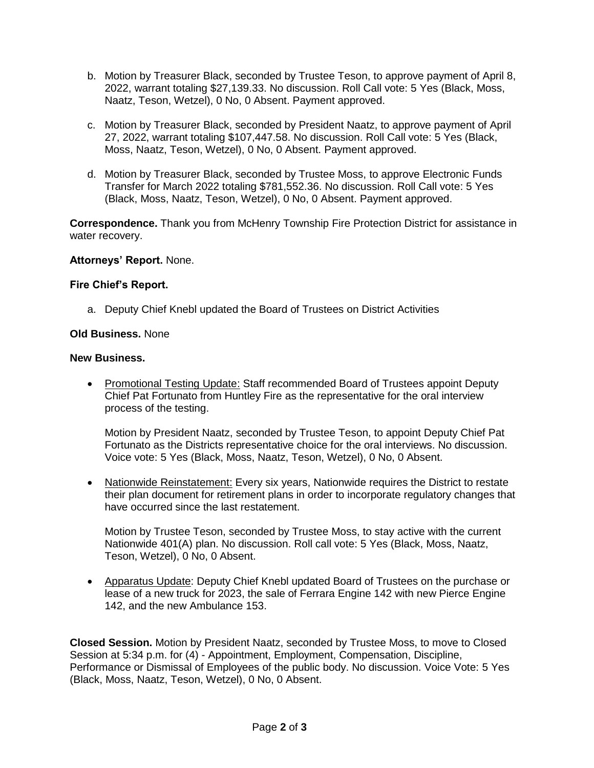b. Motion by Treasurer Black, seconded by Trustee Teson, to approve payment of April 8, 2022, warrant totaling $27,139.33. No discussion. Roll Call vote: 5 Yes (Black, Moss, Naatz, Teson, Wetzel), 0 No, 0 Absent. Payment approved.

c. Motion by Treasurer Black, seconded by President Naatz, to approve payment of April 27, 2022, warrant totaling $107,447.58. No discussion. Roll Call vote: 5 Yes (Black, Moss, Naatz, Teson, Wetzel), 0 No, 0 Absent. Payment approved.

d. Motion by Treasurer Black, seconded by Trustee Moss, to approve Electronic Funds Transfer for March 2022 totaling $781,552.36. No discussion. Roll Call vote: 5 Yes (Black, Moss, Naatz, Teson, Wetzel), 0 No, 0 Absent. Payment approved.

**Correspondence.** Thank you from McHenry Township Fire Protection District for assistance in water recovery.

**Attorneys' Report.** None.

**Fire Chief's Report.**

a. Deputy Chief Knebl updated the Board of Trustees on District Activities

**Old Business.** None

**New Business.**

- Promotional Testing Update: Staff recommended Board of Trustees appoint Deputy Chief Pat Fortunato from Huntley Fire as the representative for the oral interview process of the testing.

  Motion by President Naatz, seconded by Trustee Teson, to appoint Deputy Chief Pat Fortunato as the Districts representative choice for the oral interviews. No discussion. Voice vote: 5 Yes (Black, Moss, Naatz, Teson, Wetzel), 0 No, 0 Absent.

- Nationwide Reinstatement: Every six years, Nationwide requires the District to restate their plan document for retirement plans in order to incorporate regulatory changes that have occurred since the last restatement.

  Motion by Trustee Teson, seconded by Trustee Moss, to stay active with the current Nationwide 401(A) plan. No discussion. Roll call vote: 5 Yes (Black, Moss, Naatz, Teson, Wetzel), 0 No, 0 Absent.

- Apparatus Update: Deputy Chief Knebl updated Board of Trustees on the purchase or lease of a new truck for 2023, the sale of Ferrara Engine 142 with new Pierce Engine 142, and the new Ambulance 153.

**Closed Session.** Motion by President Naatz, seconded by Trustee Moss, to move to Closed Session at 5:34 p.m. for (4) - Appointment, Employment, Compensation, Discipline, Performance or Dismissal of Employees of the public body. No discussion. Voice Vote: 5 Yes (Black, Moss, Naatz, Teson, Wetzel), 0 No, 0 Absent.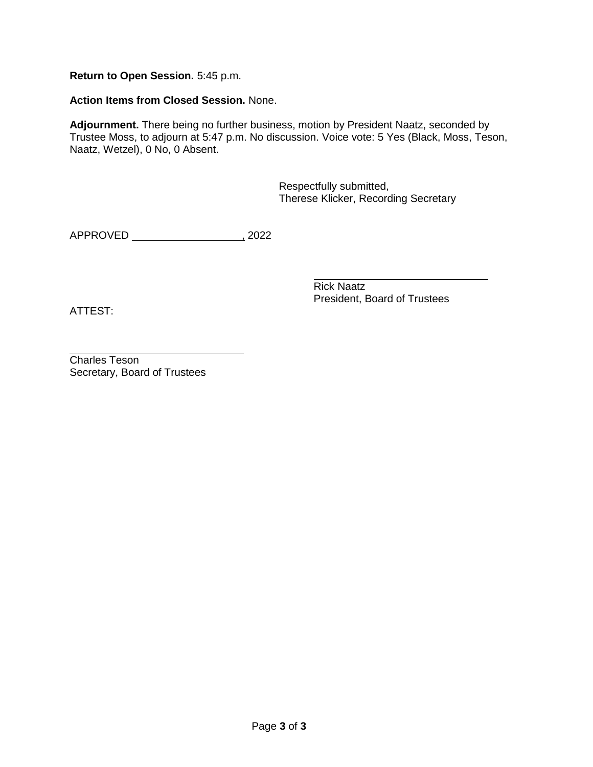**Return to Open Session.** 5:45 p.m.

**Action Items from Closed Session.** None.

**Adjournment.** There being no further business, motion by President Naatz, seconded by Trustee Moss, to adjourn at 5:47 p.m. No discussion. Voice vote: 5 Yes (Black, Moss, Teson, Naatz, Wetzel), 0 No, 0 Absent.

Respectfully submitted,
Therese Klicker, Recording Secretary

APPROVED \_\_\_\_\_\_\_\_\_\_\_\_\_\_\_\_\_\_\_\_, 2022

\_\_\_\_\_\_\_\_\_\_\_\_\_\_\_\_\_\_\_\_\_\_\_\_\_\_\_\_\_\_
Rick Naatz
President, Board of Trustees

ATTEST:

\_\_\_\_\_\_\_\_\_\_\_\_\_\_\_\_\_\_\_\_\_\_\_\_\_\_\_\_\_\_
Charles Teson
Secretary, Board of Trustees